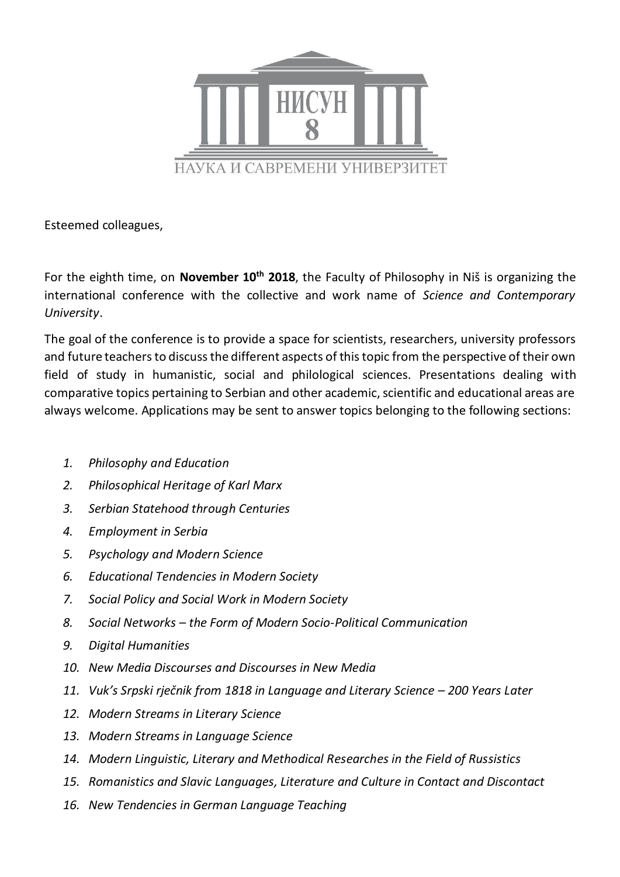НИСУН
8
НАУКА И САВРЕМЕНИ УНИВЕРЗИТЕТ

Esteemed colleagues,

For the eighth time, on **November 10th 2018**, the Faculty of Philosophy in Niš is organizing the international conference with the collective and work name of *Science and Contemporary University*.

The goal of the conference is to provide a space for scientists, researchers, university professors and future teachers to discuss the different aspects of this topic from the perspective of their own field of study in humanistic, social and philological sciences. Presentations dealing with comparative topics pertaining to Serbian and other academic, scientific and educational areas are always welcome. Applications may be sent to answer topics belonging to the following sections:

1. *Philosophy and Education*
2. *Philosophical Heritage of Karl Marx*
3. *Serbian Statehood through Centuries*
4. *Employment in Serbia*
5. *Psychology and Modern Science*
6. *Educational Tendencies in Modern Society*
7. *Social Policy and Social Work in Modern Society*
8. *Social Networks – the Form of Modern Socio-Political Communication*
9. *Digital Humanities*
10. *New Media Discourses and Discourses in New Media*
11. *Vuk's Srpski rječnik from 1818 in Language and Literary Science – 200 Years Later*
12. *Modern Streams in Literary Science*
13. *Modern Streams in Language Science*
14. *Modern Linguistic, Literary and Methodical Researches in the Field of Russistics*
15. *Romanistics and Slavic Languages, Literature and Culture in Contact and Discontact*
16. *New Tendencies in German Language Teaching*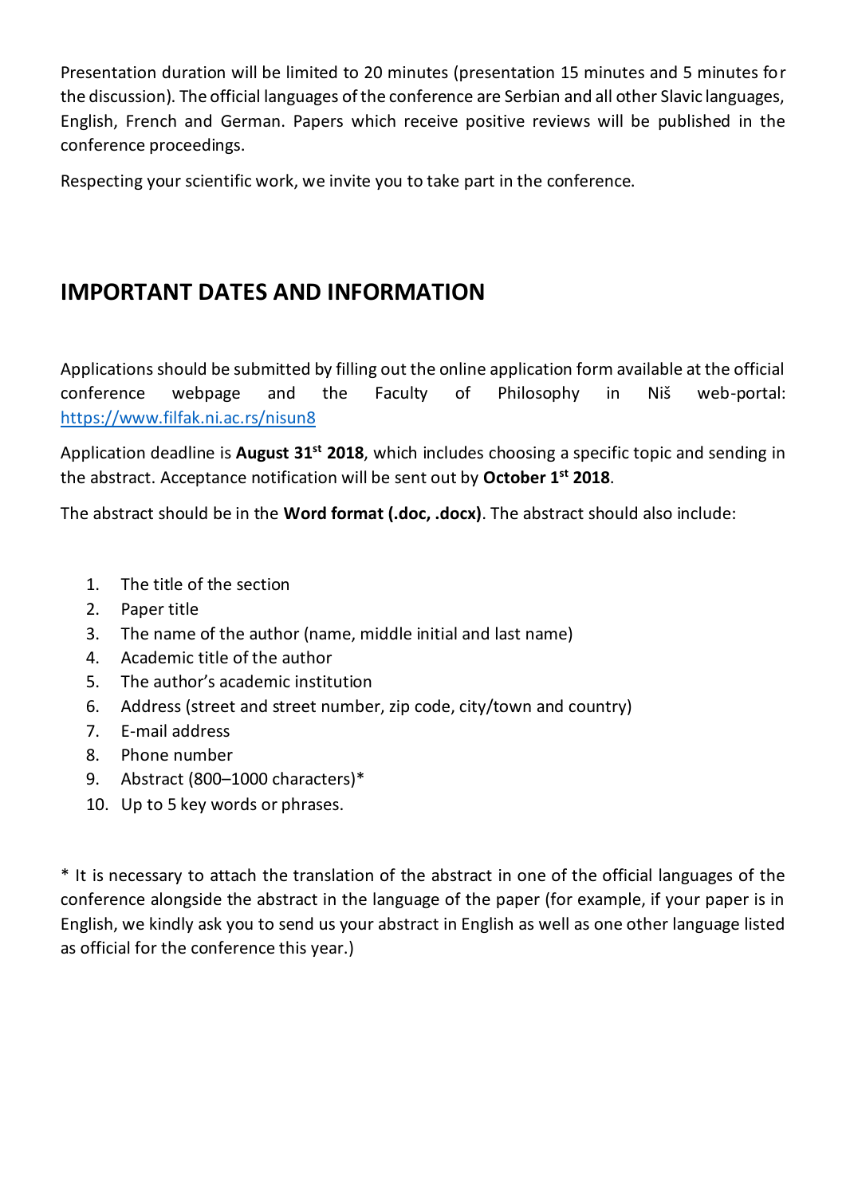Presentation duration will be limited to 20 minutes (presentation 15 minutes and 5 minutes for the discussion). The official languages of the conference are Serbian and all other Slavic languages, English, French and German. Papers which receive positive reviews will be published in the conference proceedings.

Respecting your scientific work, we invite you to take part in the conference.

## IMPORTANT DATES AND INFORMATION

Applications should be submitted by filling out the online application form available at the official conference webpage and the Faculty of Philosophy in Niš web-portal: [https://www.filfak.ni.ac.rs/nisun8](https://www.filfak.ni.ac.rs/nisun8)

Application deadline is **August 31st 2018**, which includes choosing a specific topic and sending in the abstract. Acceptance notification will be sent out by **October 1st 2018**.

The abstract should be in the **Word format (.doc, .docx)**. The abstract should also include:

1. The title of the section
2. Paper title
3. The name of the author (name, middle initial and last name)
4. Academic title of the author
5. The author's academic institution
6. Address (street and street number, zip code, city/town and country)
7. E-mail address
8. Phone number
9. Abstract (800–1000 characters)*
10. Up to 5 key words or phrases.

* It is necessary to attach the translation of the abstract in one of the official languages of the conference alongside the abstract in the language of the paper (for example, if your paper is in English, we kindly ask you to send us your abstract in English as well as one other language listed as official for the conference this year.)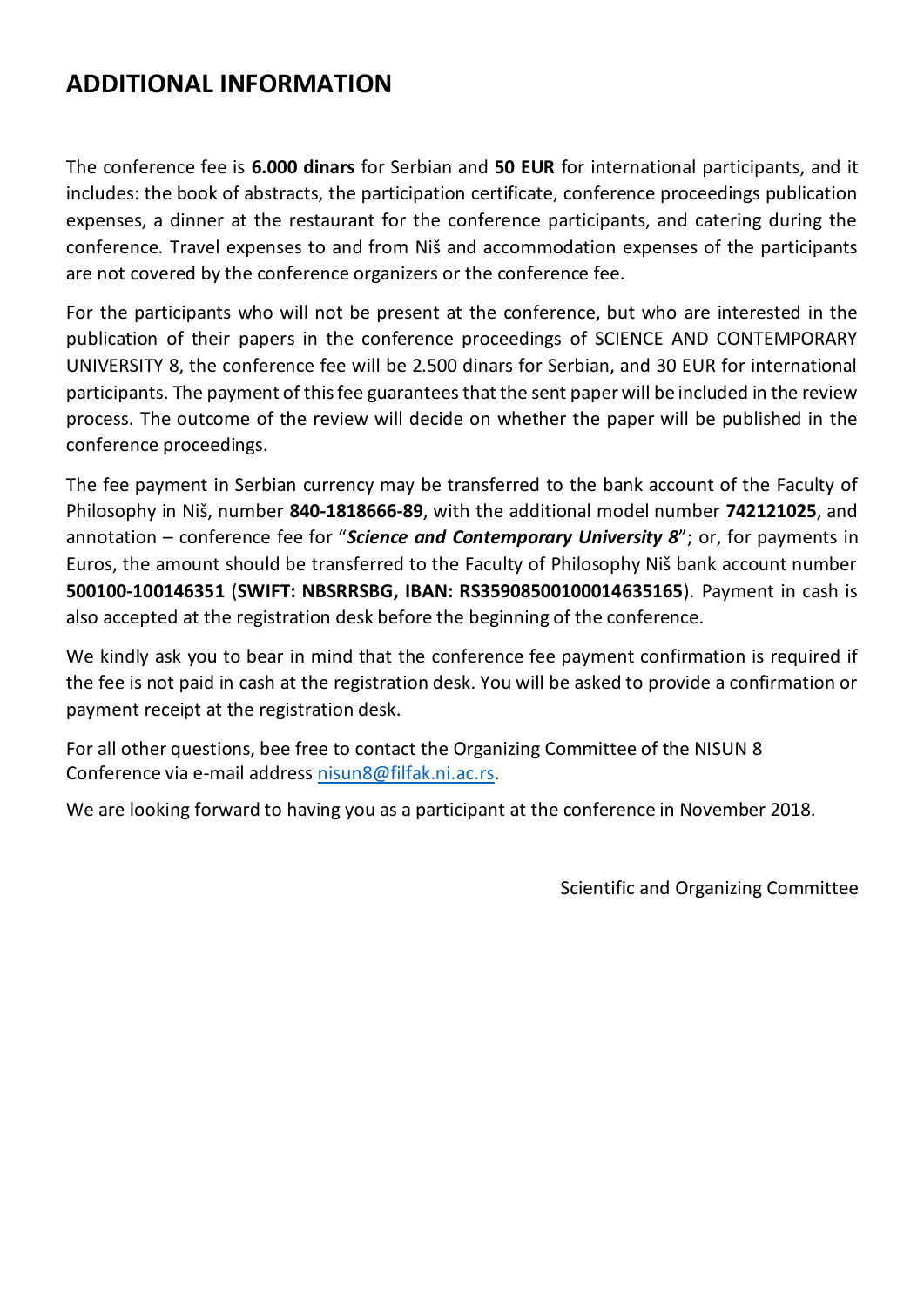## ADDITIONAL INFORMATION

The conference fee is **6.000 dinars** for Serbian and **50 EUR** for international participants, and it includes: the book of abstracts, the participation certificate, conference proceedings publication expenses, a dinner at the restaurant for the conference participants, and catering during the conference. Travel expenses to and from Niš and accommodation expenses of the participants are not covered by the conference organizers or the conference fee.

For the participants who will not be present at the conference, but who are interested in the publication of their papers in the conference proceedings of SCIENCE AND CONTEMPORARY UNIVERSITY 8, the conference fee will be 2.500 dinars for Serbian, and 30 EUR for international participants. The payment of this fee guarantees that the sent paper will be included in the review process. The outcome of the review will decide on whether the paper will be published in the conference proceedings.

The fee payment in Serbian currency may be transferred to the bank account of the Faculty of Philosophy in Niš, number **840-1818666-89**, with the additional model number **742121025**, and annotation – conference fee for "***Science and Contemporary University 8***"; or, for payments in Euros, the amount should be transferred to the Faculty of Philosophy Niš bank account number **500100-100146351** (**SWIFT: NBSRRSBG, IBAN: RS35908500100014635165**). Payment in cash is also accepted at the registration desk before the beginning of the conference.

We kindly ask you to bear in mind that the conference fee payment confirmation is required if the fee is not paid in cash at the registration desk. You will be asked to provide a confirmation or payment receipt at the registration desk.

For all other questions, bee free to contact the Organizing Committee of the NISUN 8 Conference via e-mail address nisun8@filfak.ni.ac.rs.

We are looking forward to having you as a participant at the conference in November 2018.

Scientific and Organizing Committee